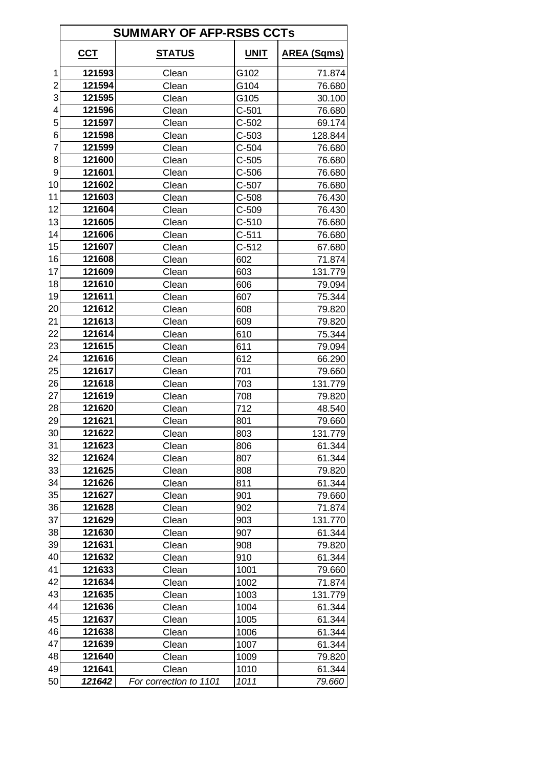# SUMMARY OF AFP-RSBS CCTs

| | **CCT** | **STATUS** | **UNIT** | **AREA (Sqms)** |
|---|---|---|---|---|
| 1 | **121593** | Clean | G102 | 71.874 |
| 2 | **121594** | Clean | G104 | 76.680 |
| 3 | **121595** | Clean | G105 | 30.100 |
| 4 | **121596** | Clean | C-501 | 76.680 |
| 5 | **121597** | Clean | C-502 | 69.174 |
| 6 | **121598** | Clean | C-503 | 128.844 |
| 7 | **121599** | Clean | C-504 | 76.680 |
| 8 | **121600** | Clean | C-505 | 76.680 |
| 9 | **121601** | Clean | C-506 | 76.680 |
| 10 | **121602** | Clean | C-507 | 76.680 |
| 11 | **121603** | Clean | C-508 | 76.430 |
| 12 | **121604** | Clean | C-509 | 76.430 |
| 13 | **121605** | Clean | C-510 | 76.680 |
| 14 | **121606** | Clean | C-511 | 76.680 |
| 15 | **121607** | Clean | C-512 | 67.680 |
| 16 | **121608** | Clean | 602 | 71.874 |
| 17 | **121609** | Clean | 603 | 131.779 |
| 18 | **121610** | Clean | 606 | 79.094 |
| 19 | **121611** | Clean | 607 | 75.344 |
| 20 | **121612** | Clean | 608 | 79.820 |
| 21 | **121613** | Clean | 609 | 79.820 |
| 22 | **121614** | Clean | 610 | 75.344 |
| 23 | **121615** | Clean | 611 | 79.094 |
| 24 | **121616** | Clean | 612 | 66.290 |
| 25 | **121617** | Clean | 701 | 79.660 |
| 26 | **121618** | Clean | 703 | 131.779 |
| 27 | **121619** | Clean | 708 | 79.820 |
| 28 | **121620** | Clean | 712 | 48.540 |
| 29 | **121621** | Clean | 801 | 79.660 |
| 30 | **121622** | Clean | 803 | 131.779 |
| 31 | **121623** | Clean | 806 | 61.344 |
| 32 | **121624** | Clean | 807 | 61.344 |
| 33 | **121625** | Clean | 808 | 79.820 |
| 34 | **121626** | Clean | 811 | 61.344 |
| 35 | **121627** | Clean | 901 | 79.660 |
| 36 | **121628** | Clean | 902 | 71.874 |
| 37 | **121629** | Clean | 903 | 131.770 |
| 38 | **121630** | Clean | 907 | 61.344 |
| 39 | **121631** | Clean | 908 | 79.820 |
| 40 | **121632** | Clean | 910 | 61.344 |
| 41 | **121633** | Clean | 1001 | 79.660 |
| 42 | **121634** | Clean | 1002 | 71.874 |
| 43 | **121635** | Clean | 1003 | 131.779 |
| 44 | **121636** | Clean | 1004 | 61.344 |
| 45 | **121637** | Clean | 1005 | 61.344 |
| 46 | **121638** | Clean | 1006 | 61.344 |
| 47 | **121639** | Clean | 1007 | 61.344 |
| 48 | **121640** | Clean | 1009 | 79.820 |
| 49 | **121641** | Clean | 1010 | 61.344 |
| 50 | ***121642*** | *For correction to 1101* | *1011* | *79.660* |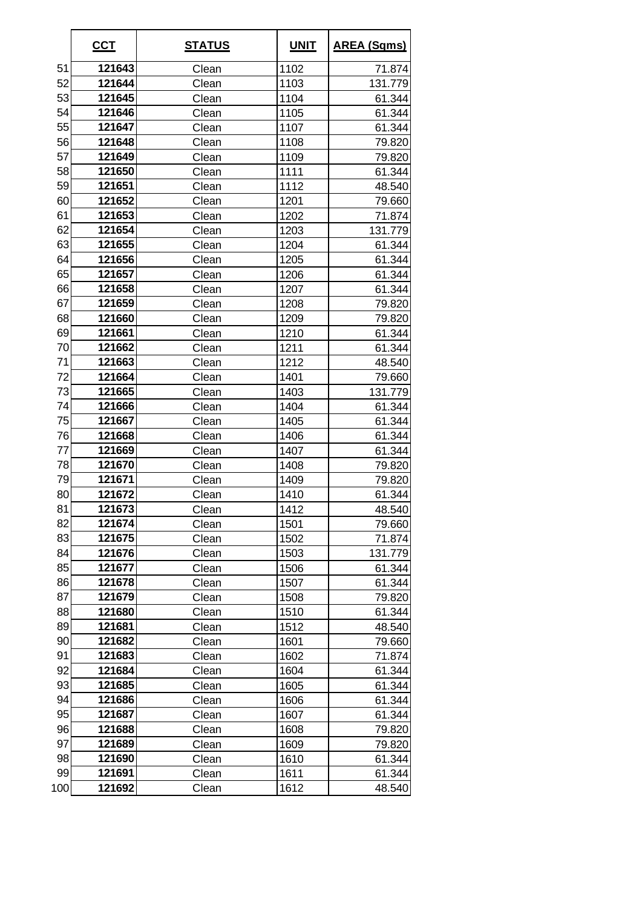|  | **CCT** | **STATUS** | **UNIT** | **AREA (Sqms)** |
|---|---|---|---|---|
| 51 | **121643** | Clean | 1102 | 71.874 |
| 52 | **121644** | Clean | 1103 | 131.779 |
| 53 | **121645** | Clean | 1104 | 61.344 |
| 54 | **121646** | Clean | 1105 | 61.344 |
| 55 | **121647** | Clean | 1107 | 61.344 |
| 56 | **121648** | Clean | 1108 | 79.820 |
| 57 | **121649** | Clean | 1109 | 79.820 |
| 58 | **121650** | Clean | 1111 | 61.344 |
| 59 | **121651** | Clean | 1112 | 48.540 |
| 60 | **121652** | Clean | 1201 | 79.660 |
| 61 | **121653** | Clean | 1202 | 71.874 |
| 62 | **121654** | Clean | 1203 | 131.779 |
| 63 | **121655** | Clean | 1204 | 61.344 |
| 64 | **121656** | Clean | 1205 | 61.344 |
| 65 | **121657** | Clean | 1206 | 61.344 |
| 66 | **121658** | Clean | 1207 | 61.344 |
| 67 | **121659** | Clean | 1208 | 79.820 |
| 68 | **121660** | Clean | 1209 | 79.820 |
| 69 | **121661** | Clean | 1210 | 61.344 |
| 70 | **121662** | Clean | 1211 | 61.344 |
| 71 | **121663** | Clean | 1212 | 48.540 |
| 72 | **121664** | Clean | 1401 | 79.660 |
| 73 | **121665** | Clean | 1403 | 131.779 |
| 74 | **121666** | Clean | 1404 | 61.344 |
| 75 | **121667** | Clean | 1405 | 61.344 |
| 76 | **121668** | Clean | 1406 | 61.344 |
| 77 | **121669** | Clean | 1407 | 61.344 |
| 78 | **121670** | Clean | 1408 | 79.820 |
| 79 | **121671** | Clean | 1409 | 79.820 |
| 80 | **121672** | Clean | 1410 | 61.344 |
| 81 | **121673** | Clean | 1412 | 48.540 |
| 82 | **121674** | Clean | 1501 | 79.660 |
| 83 | **121675** | Clean | 1502 | 71.874 |
| 84 | **121676** | Clean | 1503 | 131.779 |
| 85 | **121677** | Clean | 1506 | 61.344 |
| 86 | **121678** | Clean | 1507 | 61.344 |
| 87 | **121679** | Clean | 1508 | 79.820 |
| 88 | **121680** | Clean | 1510 | 61.344 |
| 89 | **121681** | Clean | 1512 | 48.540 |
| 90 | **121682** | Clean | 1601 | 79.660 |
| 91 | **121683** | Clean | 1602 | 71.874 |
| 92 | **121684** | Clean | 1604 | 61.344 |
| 93 | **121685** | Clean | 1605 | 61.344 |
| 94 | **121686** | Clean | 1606 | 61.344 |
| 95 | **121687** | Clean | 1607 | 61.344 |
| 96 | **121688** | Clean | 1608 | 79.820 |
| 97 | **121689** | Clean | 1609 | 79.820 |
| 98 | **121690** | Clean | 1610 | 61.344 |
| 99 | **121691** | Clean | 1611 | 61.344 |
| 100 | **121692** | Clean | 1612 | 48.540 |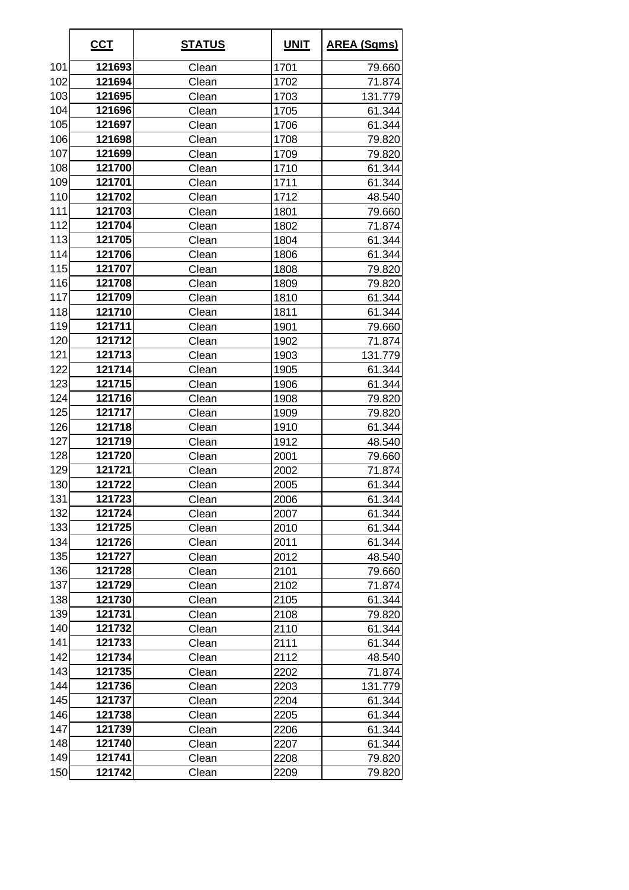| | **CCT** | **STATUS** | **UNIT** | **AREA (Sqms)** |
|---|---|---|---|---|
| 101 | **121693** | Clean | 1701 | 79.660 |
| 102 | **121694** | Clean | 1702 | 71.874 |
| 103 | **121695** | Clean | 1703 | 131.779 |
| 104 | **121696** | Clean | 1705 | 61.344 |
| 105 | **121697** | Clean | 1706 | 61.344 |
| 106 | **121698** | Clean | 1708 | 79.820 |
| 107 | **121699** | Clean | 1709 | 79.820 |
| 108 | **121700** | Clean | 1710 | 61.344 |
| 109 | **121701** | Clean | 1711 | 61.344 |
| 110 | **121702** | Clean | 1712 | 48.540 |
| 111 | **121703** | Clean | 1801 | 79.660 |
| 112 | **121704** | Clean | 1802 | 71.874 |
| 113 | **121705** | Clean | 1804 | 61.344 |
| 114 | **121706** | Clean | 1806 | 61.344 |
| 115 | **121707** | Clean | 1808 | 79.820 |
| 116 | **121708** | Clean | 1809 | 79.820 |
| 117 | **121709** | Clean | 1810 | 61.344 |
| 118 | **121710** | Clean | 1811 | 61.344 |
| 119 | **121711** | Clean | 1901 | 79.660 |
| 120 | **121712** | Clean | 1902 | 71.874 |
| 121 | **121713** | Clean | 1903 | 131.779 |
| 122 | **121714** | Clean | 1905 | 61.344 |
| 123 | **121715** | Clean | 1906 | 61.344 |
| 124 | **121716** | Clean | 1908 | 79.820 |
| 125 | **121717** | Clean | 1909 | 79.820 |
| 126 | **121718** | Clean | 1910 | 61.344 |
| 127 | **121719** | Clean | 1912 | 48.540 |
| 128 | **121720** | Clean | 2001 | 79.660 |
| 129 | **121721** | Clean | 2002 | 71.874 |
| 130 | **121722** | Clean | 2005 | 61.344 |
| 131 | **121723** | Clean | 2006 | 61.344 |
| 132 | **121724** | Clean | 2007 | 61.344 |
| 133 | **121725** | Clean | 2010 | 61.344 |
| 134 | **121726** | Clean | 2011 | 61.344 |
| 135 | **121727** | Clean | 2012 | 48.540 |
| 136 | **121728** | Clean | 2101 | 79.660 |
| 137 | **121729** | Clean | 2102 | 71.874 |
| 138 | **121730** | Clean | 2105 | 61.344 |
| 139 | **121731** | Clean | 2108 | 79.820 |
| 140 | **121732** | Clean | 2110 | 61.344 |
| 141 | **121733** | Clean | 2111 | 61.344 |
| 142 | **121734** | Clean | 2112 | 48.540 |
| 143 | **121735** | Clean | 2202 | 71.874 |
| 144 | **121736** | Clean | 2203 | 131.779 |
| 145 | **121737** | Clean | 2204 | 61.344 |
| 146 | **121738** | Clean | 2205 | 61.344 |
| 147 | **121739** | Clean | 2206 | 61.344 |
| 148 | **121740** | Clean | 2207 | 61.344 |
| 149 | **121741** | Clean | 2208 | 79.820 |
| 150 | **121742** | Clean | 2209 | 79.820 |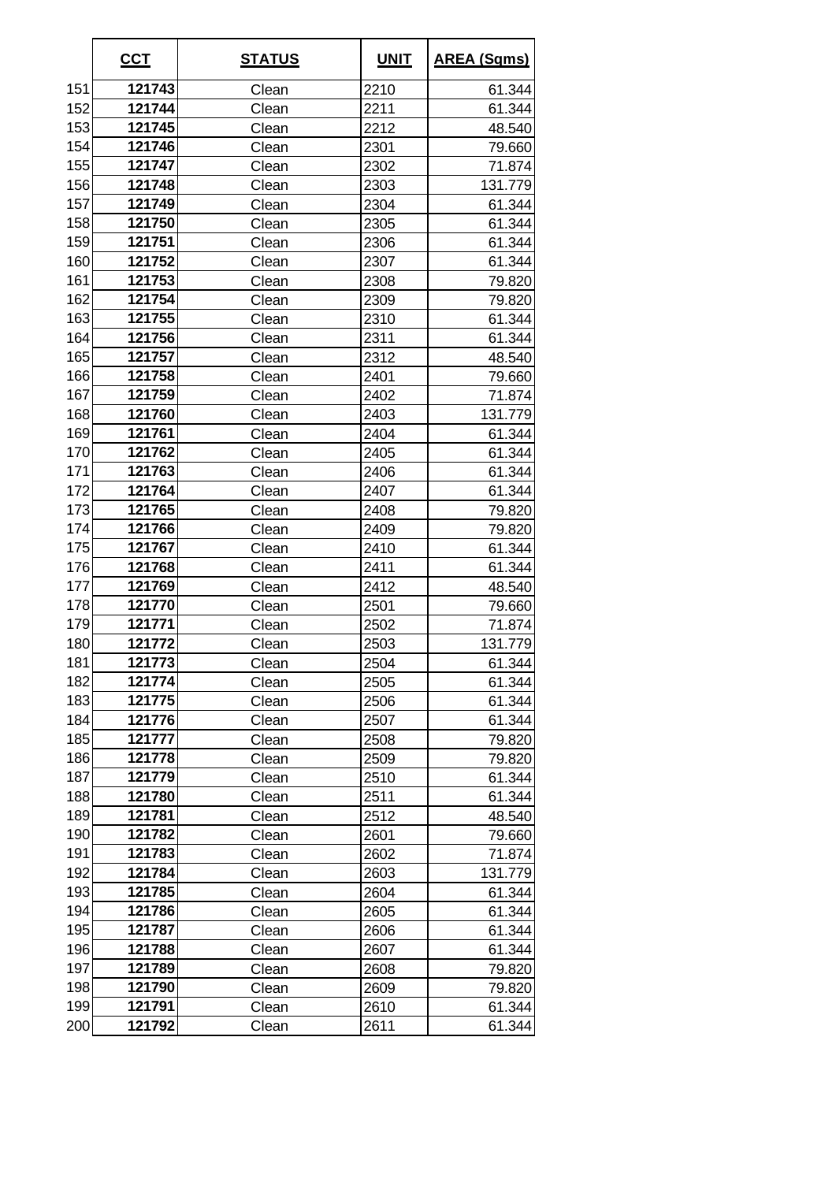|  | CCT | STATUS | UNIT | AREA (Sqms) |
|---|---|---|---|---|
| 151 | **121743** | Clean | 2210 | 61.344 |
| 152 | **121744** | Clean | 2211 | 61.344 |
| 153 | **121745** | Clean | 2212 | 48.540 |
| 154 | **121746** | Clean | 2301 | 79.660 |
| 155 | **121747** | Clean | 2302 | 71.874 |
| 156 | **121748** | Clean | 2303 | 131.779 |
| 157 | **121749** | Clean | 2304 | 61.344 |
| 158 | **121750** | Clean | 2305 | 61.344 |
| 159 | **121751** | Clean | 2306 | 61.344 |
| 160 | **121752** | Clean | 2307 | 61.344 |
| 161 | **121753** | Clean | 2308 | 79.820 |
| 162 | **121754** | Clean | 2309 | 79.820 |
| 163 | **121755** | Clean | 2310 | 61.344 |
| 164 | **121756** | Clean | 2311 | 61.344 |
| 165 | **121757** | Clean | 2312 | 48.540 |
| 166 | **121758** | Clean | 2401 | 79.660 |
| 167 | **121759** | Clean | 2402 | 71.874 |
| 168 | **121760** | Clean | 2403 | 131.779 |
| 169 | **121761** | Clean | 2404 | 61.344 |
| 170 | **121762** | Clean | 2405 | 61.344 |
| 171 | **121763** | Clean | 2406 | 61.344 |
| 172 | **121764** | Clean | 2407 | 61.344 |
| 173 | **121765** | Clean | 2408 | 79.820 |
| 174 | **121766** | Clean | 2409 | 79.820 |
| 175 | **121767** | Clean | 2410 | 61.344 |
| 176 | **121768** | Clean | 2411 | 61.344 |
| 177 | **121769** | Clean | 2412 | 48.540 |
| 178 | **121770** | Clean | 2501 | 79.660 |
| 179 | **121771** | Clean | 2502 | 71.874 |
| 180 | **121772** | Clean | 2503 | 131.779 |
| 181 | **121773** | Clean | 2504 | 61.344 |
| 182 | **121774** | Clean | 2505 | 61.344 |
| 183 | **121775** | Clean | 2506 | 61.344 |
| 184 | **121776** | Clean | 2507 | 61.344 |
| 185 | **121777** | Clean | 2508 | 79.820 |
| 186 | **121778** | Clean | 2509 | 79.820 |
| 187 | **121779** | Clean | 2510 | 61.344 |
| 188 | **121780** | Clean | 2511 | 61.344 |
| 189 | **121781** | Clean | 2512 | 48.540 |
| 190 | **121782** | Clean | 2601 | 79.660 |
| 191 | **121783** | Clean | 2602 | 71.874 |
| 192 | **121784** | Clean | 2603 | 131.779 |
| 193 | **121785** | Clean | 2604 | 61.344 |
| 194 | **121786** | Clean | 2605 | 61.344 |
| 195 | **121787** | Clean | 2606 | 61.344 |
| 196 | **121788** | Clean | 2607 | 61.344 |
| 197 | **121789** | Clean | 2608 | 79.820 |
| 198 | **121790** | Clean | 2609 | 79.820 |
| 199 | **121791** | Clean | 2610 | 61.344 |
| 200 | **121792** | Clean | 2611 | 61.344 |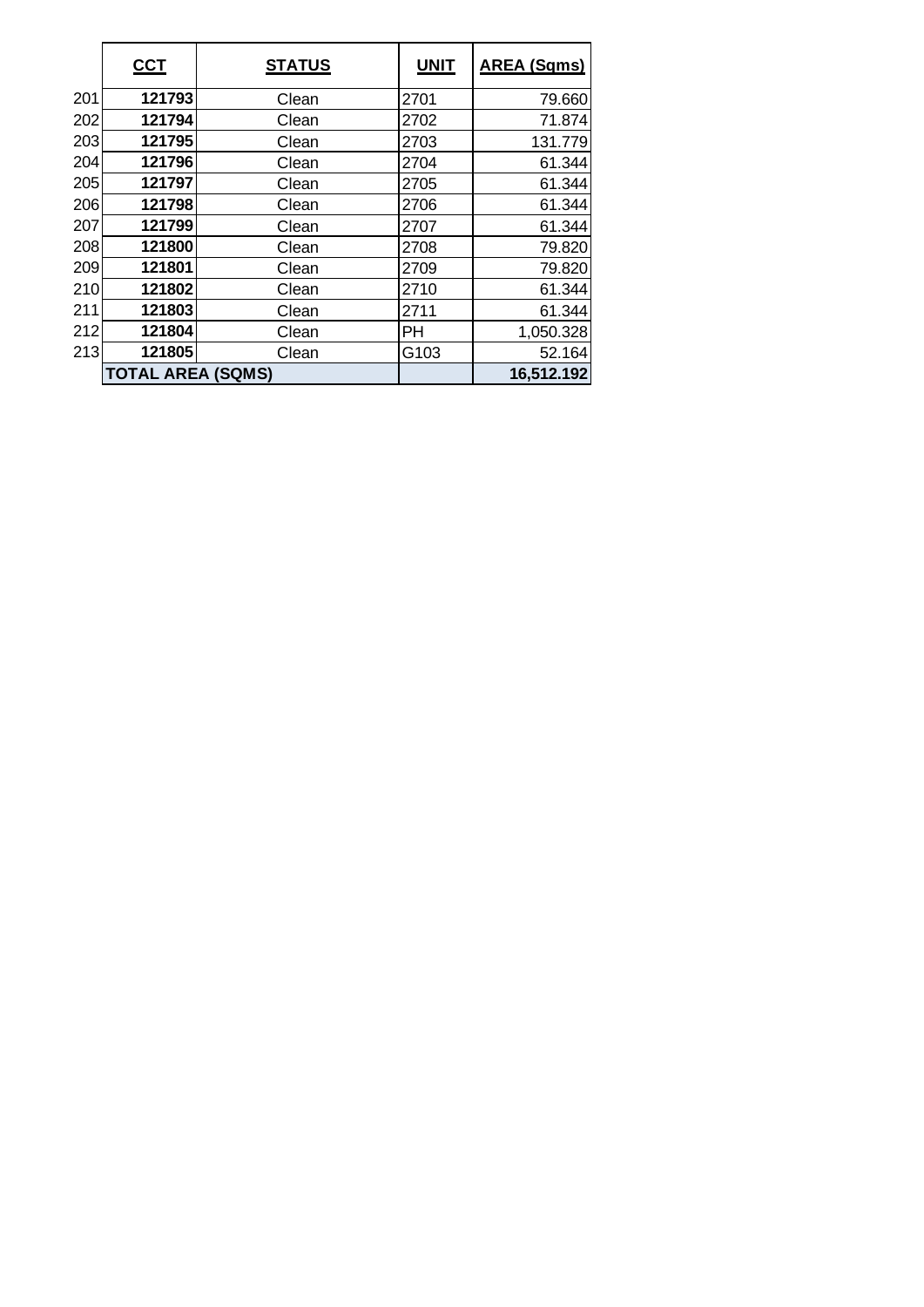| | CCT | STATUS | UNIT | AREA (Sqms) |
|---|---|---|---|---|
| 201 | **121793** | Clean | 2701 | 79.660 |
| 202 | **121794** | Clean | 2702 | 71.874 |
| 203 | **121795** | Clean | 2703 | 131.779 |
| 204 | **121796** | Clean | 2704 | 61.344 |
| 205 | **121797** | Clean | 2705 | 61.344 |
| 206 | **121798** | Clean | 2706 | 61.344 |
| 207 | **121799** | Clean | 2707 | 61.344 |
| 208 | **121800** | Clean | 2708 | 79.820 |
| 209 | **121801** | Clean | 2709 | 79.820 |
| 210 | **121802** | Clean | 2710 | 61.344 |
| 211 | **121803** | Clean | 2711 | 61.344 |
| 212 | **121804** | Clean | PH | 1,050.328 |
| 213 | **121805** | Clean | G103 | 52.164 |
| | **TOTAL AREA (SQMS)** | | | **16,512.192** |